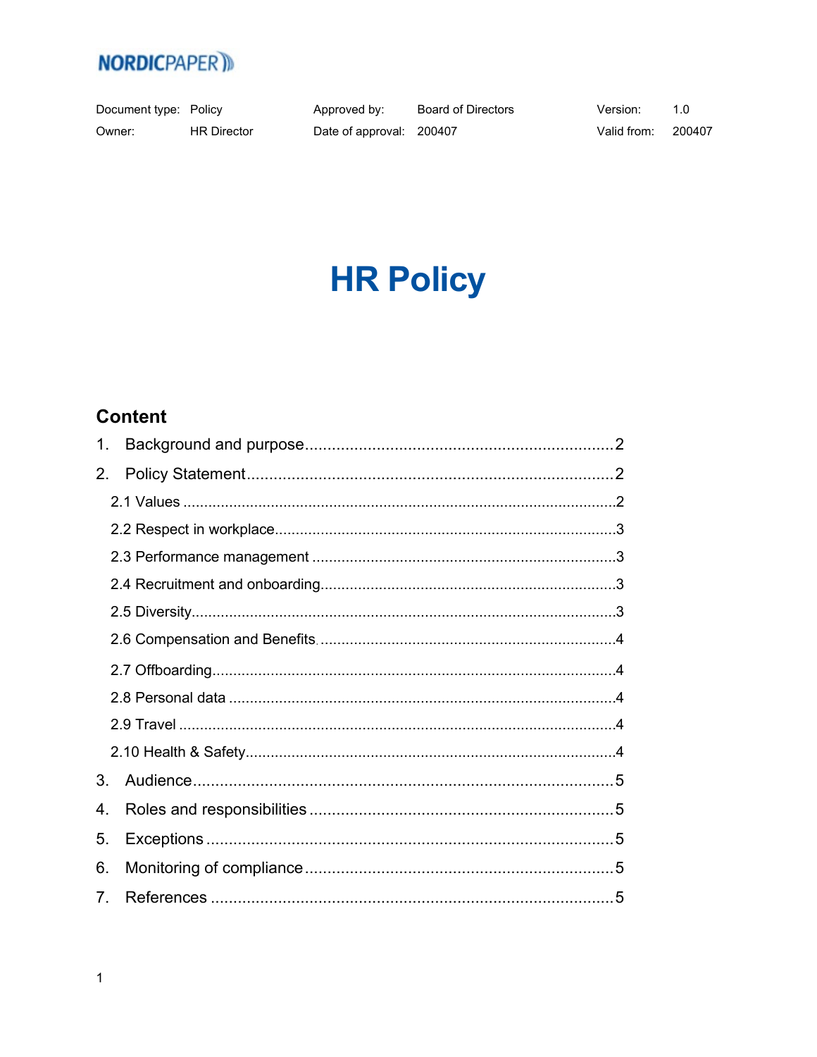NORDICPAPER

| Document type: | Policy | Approved by: | Board of Directors | Version: | 1.0 |
| --- | --- | --- | --- | --- | --- |
| Owner: | HR Director | Date of approval: | 200407 | Valid from: | 200407 |

# HR Policy

## Content

1. Background and purpose....................2
2. Policy Statement....................2
   - 2.1 Values....................2
   - 2.2 Respect in workplace....................3
   - 2.3 Performance management....................3
   - 2.4 Recruitment and onboarding....................3
   - 2.5 Diversity....................3
   - 2.6 Compensation and Benefits....................4
   - 2.7 Offboarding....................4
   - 2.8 Personal data....................4
   - 2.9 Travel....................4
   - 2.10 Health & Safety....................4
3. Audience....................5
4. Roles and responsibilities....................5
5. Exceptions....................5
6. Monitoring of compliance....................5
7. References....................5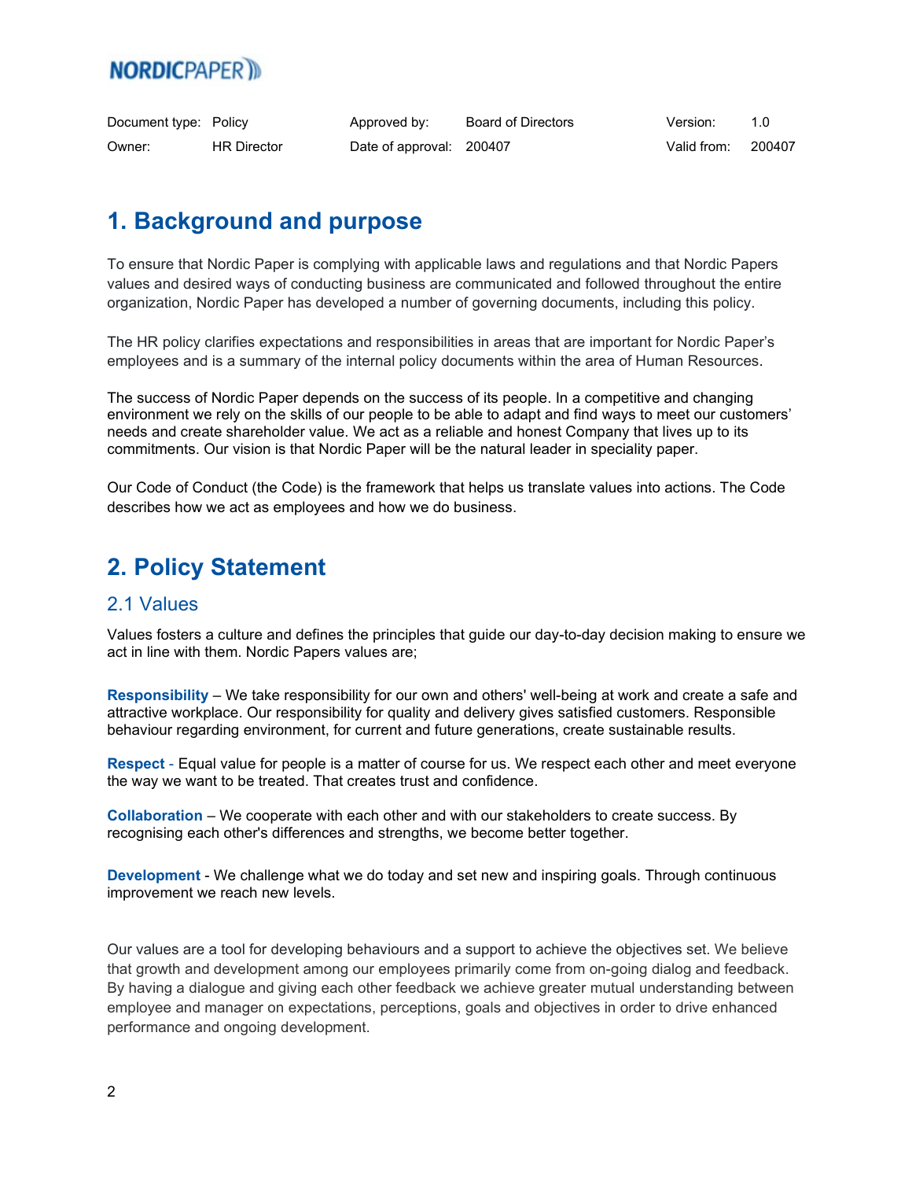NORDICPAPER

| Document type: | Policy | Approved by: | Board of Directors | Version: | 1.0 |
|---|---|---|---|---|---|
| Owner: | HR Director | Date of approval: | 200407 | Valid from: | 200407 |

# 1. Background and purpose

To ensure that Nordic Paper is complying with applicable laws and regulations and that Nordic Papers values and desired ways of conducting business are communicated and followed throughout the entire organization, Nordic Paper has developed a number of governing documents, including this policy.

The HR policy clarifies expectations and responsibilities in areas that are important for Nordic Paper's employees and is a summary of the internal policy documents within the area of Human Resources.

The success of Nordic Paper depends on the success of its people. In a competitive and changing environment we rely on the skills of our people to be able to adapt and find ways to meet our customers' needs and create shareholder value. We act as a reliable and honest Company that lives up to its commitments. Our vision is that Nordic Paper will be the natural leader in speciality paper.

Our Code of Conduct (the Code) is the framework that helps us translate values into actions. The Code describes how we act as employees and how we do business.

# 2. Policy Statement

## 2.1 Values

Values fosters a culture and defines the principles that guide our day-to-day decision making to ensure we act in line with them. Nordic Papers values are;

**Responsibility** – We take responsibility for our own and others' well-being at work and create a safe and attractive workplace. Our responsibility for quality and delivery gives satisfied customers. Responsible behaviour regarding environment, for current and future generations, create sustainable results.

**Respect** - Equal value for people is a matter of course for us. We respect each other and meet everyone the way we want to be treated. That creates trust and confidence.

**Collaboration** – We cooperate with each other and with our stakeholders to create success. By recognising each other's differences and strengths, we become better together.

**Development** - We challenge what we do today and set new and inspiring goals. Through continuous improvement we reach new levels.

Our values are a tool for developing behaviours and a support to achieve the objectives set. We believe that growth and development among our employees primarily come from on-going dialog and feedback. By having a dialogue and giving each other feedback we achieve greater mutual understanding between employee and manager on expectations, perceptions, goals and objectives in order to drive enhanced performance and ongoing development.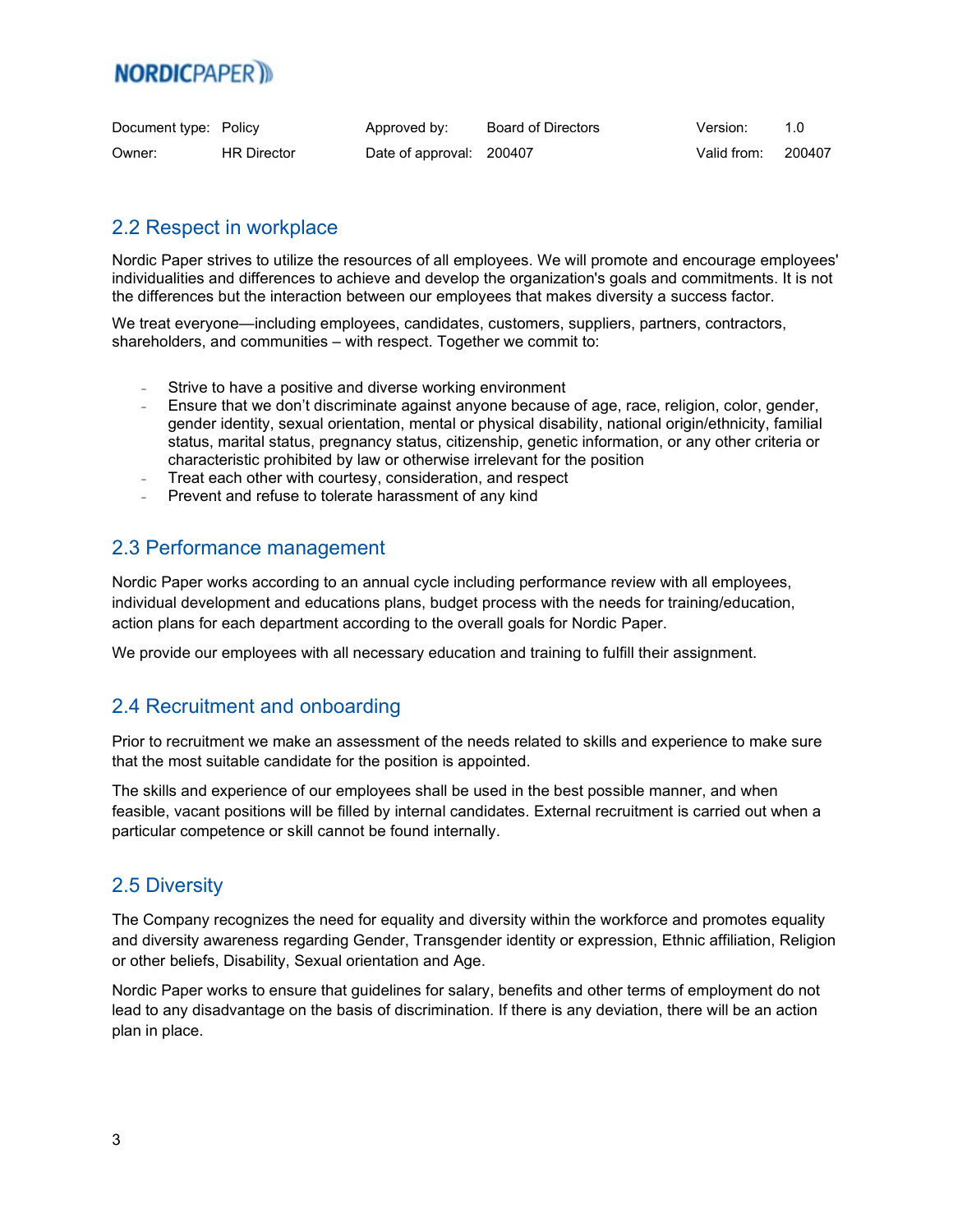## 2.2 Respect in workplace

Nordic Paper strives to utilize the resources of all employees. We will promote and encourage employees' individualities and differences to achieve and develop the organization's goals and commitments. It is not the differences but the interaction between our employees that makes diversity a success factor.

We treat everyone—including employees, candidates, customers, suppliers, partners, contractors, shareholders, and communities – with respect. Together we commit to:

- Strive to have a positive and diverse working environment
- Ensure that we don't discriminate against anyone because of age, race, religion, color, gender, gender identity, sexual orientation, mental or physical disability, national origin/ethnicity, familial status, marital status, pregnancy status, citizenship, genetic information, or any other criteria or characteristic prohibited by law or otherwise irrelevant for the position
- Treat each other with courtesy, consideration, and respect
- Prevent and refuse to tolerate harassment of any kind

## 2.3 Performance management

Nordic Paper works according to an annual cycle including performance review with all employees, individual development and educations plans, budget process with the needs for training/education, action plans for each department according to the overall goals for Nordic Paper.

We provide our employees with all necessary education and training to fulfill their assignment.

## 2.4 Recruitment and onboarding

Prior to recruitment we make an assessment of the needs related to skills and experience to make sure that the most suitable candidate for the position is appointed.

The skills and experience of our employees shall be used in the best possible manner, and when feasible, vacant positions will be filled by internal candidates. External recruitment is carried out when a particular competence or skill cannot be found internally.

## 2.5 Diversity

The Company recognizes the need for equality and diversity within the workforce and promotes equality and diversity awareness regarding Gender, Transgender identity or expression, Ethnic affiliation, Religion or other beliefs, Disability, Sexual orientation and Age.

Nordic Paper works to ensure that guidelines for salary, benefits and other terms of employment do not lead to any disadvantage on the basis of discrimination. If there is any deviation, there will be an action plan in place.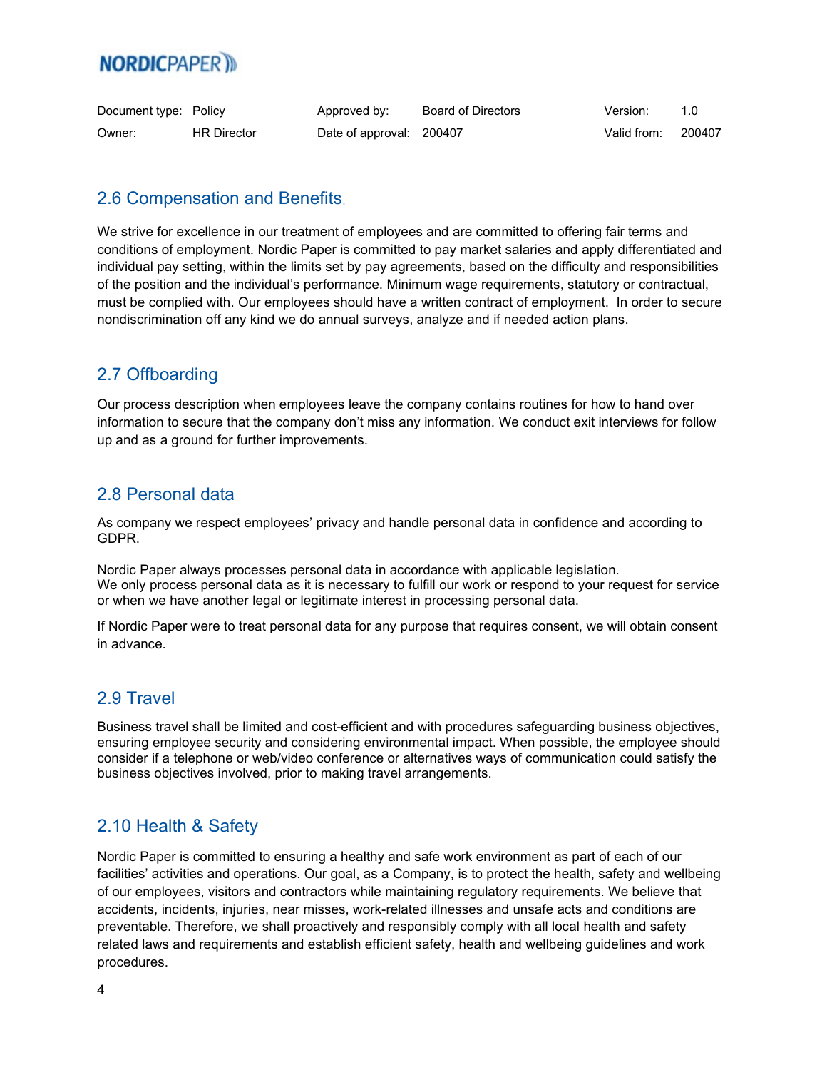| Document type: | Policy | Approved by: | Board of Directors | Version: | 1.0 |
|---|---|---|---|---|---|
| Owner: | HR Director | Date of approval: | 200407 | Valid from: | 200407 |

## 2.6 Compensation and Benefits.

We strive for excellence in our treatment of employees and are committed to offering fair terms and conditions of employment. Nordic Paper is committed to pay market salaries and apply differentiated and individual pay setting, within the limits set by pay agreements, based on the difficulty and responsibilities of the position and the individual's performance. Minimum wage requirements, statutory or contractual, must be complied with. Our employees should have a written contract of employment. In order to secure nondiscrimination off any kind we do annual surveys, analyze and if needed action plans.

## 2.7 Offboarding

Our process description when employees leave the company contains routines for how to hand over information to secure that the company don't miss any information. We conduct exit interviews for follow up and as a ground for further improvements.

## 2.8 Personal data

As company we respect employees' privacy and handle personal data in confidence and according to GDPR.

Nordic Paper always processes personal data in accordance with applicable legislation.
We only process personal data as it is necessary to fulfill our work or respond to your request for service or when we have another legal or legitimate interest in processing personal data.

If Nordic Paper were to treat personal data for any purpose that requires consent, we will obtain consent in advance.

## 2.9 Travel

Business travel shall be limited and cost-efficient and with procedures safeguarding business objectives, ensuring employee security and considering environmental impact. When possible, the employee should consider if a telephone or web/video conference or alternatives ways of communication could satisfy the business objectives involved, prior to making travel arrangements.

## 2.10 Health & Safety

Nordic Paper is committed to ensuring a healthy and safe work environment as part of each of our facilities' activities and operations. Our goal, as a Company, is to protect the health, safety and wellbeing of our employees, visitors and contractors while maintaining regulatory requirements. We believe that accidents, incidents, injuries, near misses, work-related illnesses and unsafe acts and conditions are preventable. Therefore, we shall proactively and responsibly comply with all local health and safety related laws and requirements and establish efficient safety, health and wellbeing guidelines and work procedures.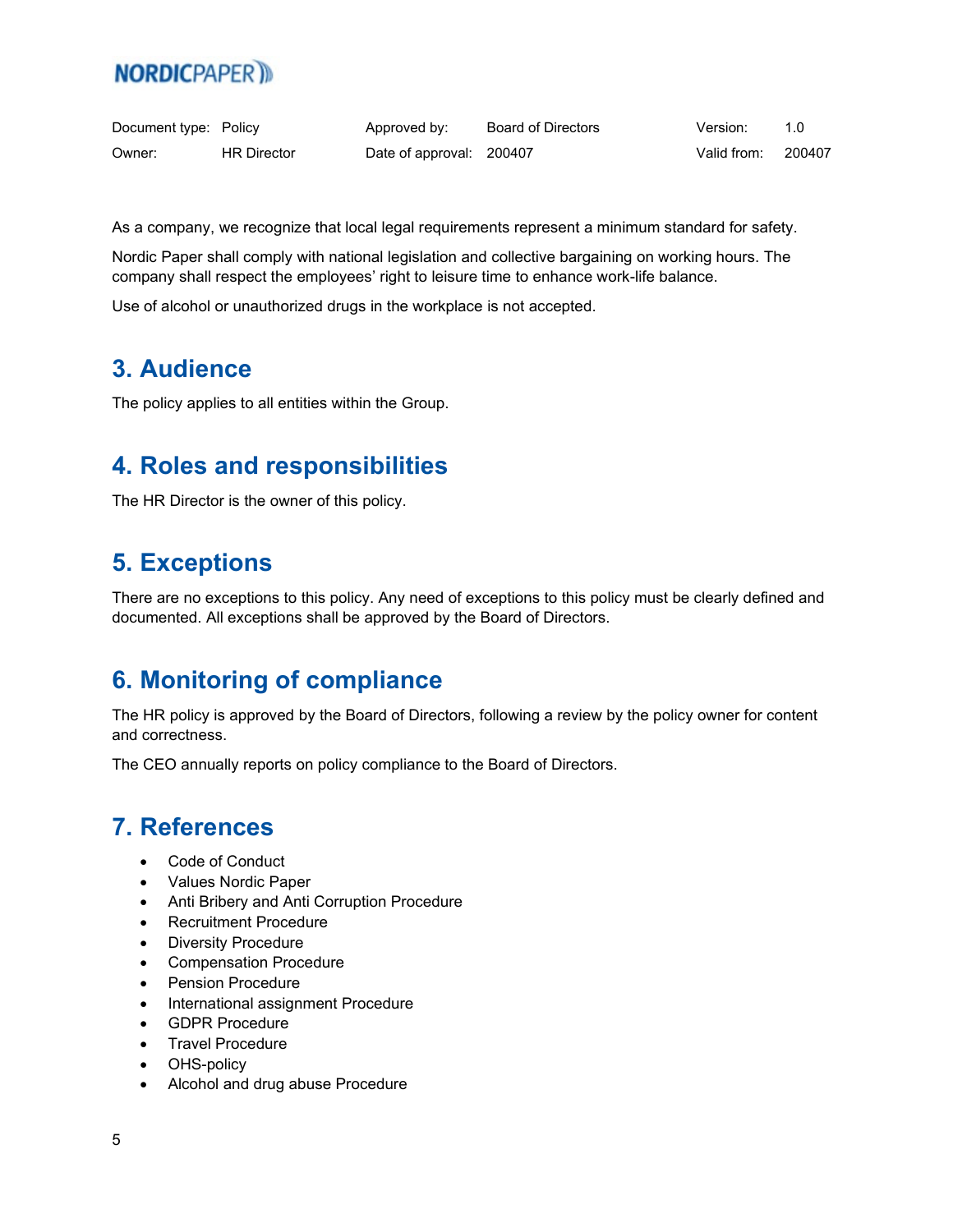As a company, we recognize that local legal requirements represent a minimum standard for safety.

Nordic Paper shall comply with national legislation and collective bargaining on working hours. The company shall respect the employees' right to leisure time to enhance work-life balance.

Use of alcohol or unauthorized drugs in the workplace is not accepted.

## 3. Audience

The policy applies to all entities within the Group.

## 4. Roles and responsibilities

The HR Director is the owner of this policy.

## 5. Exceptions

There are no exceptions to this policy. Any need of exceptions to this policy must be clearly defined and documented. All exceptions shall be approved by the Board of Directors.

## 6. Monitoring of compliance

The HR policy is approved by the Board of Directors, following a review by the policy owner for content and correctness.

The CEO annually reports on policy compliance to the Board of Directors.

## 7. References

- Code of Conduct
- Values Nordic Paper
- Anti Bribery and Anti Corruption Procedure
- Recruitment Procedure
- Diversity Procedure
- Compensation Procedure
- Pension Procedure
- International assignment Procedure
- GDPR Procedure
- Travel Procedure
- OHS-policy
- Alcohol and drug abuse Procedure